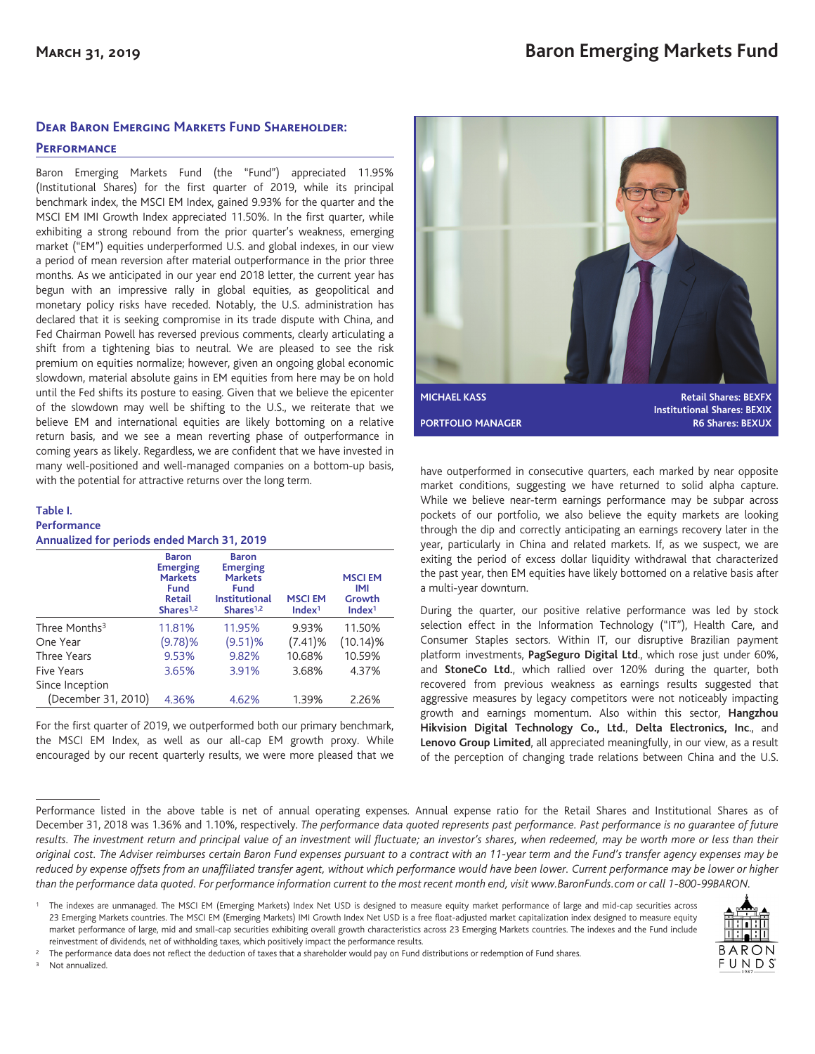# Baron Emerging Markets Fund

March 31, 2019

## Dear Baron Emerging Markets Fund Shareholder:

### Performance

Baron Emerging Markets Fund (the "Fund") appreciated 11.95% (Institutional Shares) for the first quarter of 2019, while its principal benchmark index, the MSCI EM Index, gained 9.93% for the quarter and the MSCI EM IMI Growth Index appreciated 11.50%. In the first quarter, while exhibiting a strong rebound from the prior quarter's weakness, emerging market ("EM") equities underperformed U.S. and global indexes, in our view a period of mean reversion after material outperformance in the prior three months. As we anticipated in our year end 2018 letter, the current year has begun with an impressive rally in global equities, as geopolitical and monetary policy risks have receded. Notably, the U.S. administration has declared that it is seeking compromise in its trade dispute with China, and Fed Chairman Powell has reversed previous comments, clearly articulating a shift from a tightening bias to neutral. We are pleased to see the risk premium on equities normalize; however, given an ongoing global economic slowdown, material absolute gains in EM equities from here may be on hold until the Fed shifts its posture to easing. Given that we believe the epicenter of the slowdown may well be shifting to the U.S., we reiterate that we believe EM and international equities are likely bottoming on a relative return basis, and we see a mean reverting phase of outperformance in coming years as likely. Regardless, we are confident that we have invested in many well-positioned and well-managed companies on a bottom-up basis, with the potential for attractive returns over the long term.

MICHAEL KASS — PORTFOLIO MANAGER

Retail Shares: BEXFX
Institutional Shares: BEXIX
R6 Shares: BEXUX

**Table I.**
**Performance**
**Annualized for periods ended March 31, 2019**

| | Baron Emerging Markets Fund Retail Shares[1,2] | Baron Emerging Markets Fund Institutional Shares[1,2] | MSCI EM Index[1] | MSCI EM IMI Growth Index[1] |
|---|---|---|---|---|
| Three Months[3] | 11.81% | 11.95% | 9.93% | 11.50% |
| One Year | (9.78)% | (9.51)% | (7.41)% | (10.14)% |
| Three Years | 9.53% | 9.82% | 10.68% | 10.59% |
| Five Years | 3.65% | 3.91% | 3.68% | 4.37% |
| Since Inception (December 31, 2010) | 4.36% | 4.62% | 1.39% | 2.26% |

For the first quarter of 2019, we outperformed both our primary benchmark, the MSCI EM Index, as well as our all-cap EM growth proxy. While encouraged by our recent quarterly results, we were more pleased that we have outperformed in consecutive quarters, each marked by near opposite market conditions, suggesting we have returned to solid alpha capture. While we believe near-term earnings performance may be subpar across pockets of our portfolio, we also believe the equity markets are looking through the dip and correctly anticipating an earnings recovery later in the year, particularly in China and related markets. If, as we suspect, we are exiting the period of excess dollar liquidity withdrawal that characterized the past year, then EM equities have likely bottomed on a relative basis after a multi-year downturn.

During the quarter, our positive relative performance was led by stock selection effect in the Information Technology ("IT"), Health Care, and Consumer Staples sectors. Within IT, our disruptive Brazilian payment platform investments, **PagSeguro Digital Ltd.**, which rose just under 60%, and **StoneCo Ltd.**, which rallied over 120% during the quarter, both recovered from previous weakness as earnings results suggested that aggressive measures by legacy competitors were not noticeably impacting growth and earnings momentum. Also within this sector, **Hangzhou Hikvision Digital Technology Co., Ltd.**, **Delta Electronics, Inc.**, and **Lenovo Group Limited**, all appreciated meaningfully, in our view, as a result of the perception of changing trade relations between China and the U.S.

---

Performance listed in the above table is net of annual operating expenses. Annual expense ratio for the Retail Shares and Institutional Shares as of December 31, 2018 was 1.36% and 1.10%, respectively. *The performance data quoted represents past performance. Past performance is no guarantee of future results. The investment return and principal value of an investment will fluctuate; an investor's shares, when redeemed, may be worth more or less than their original cost. The Adviser reimburses certain Baron Fund expenses pursuant to a contract with an 11-year term and the Fund's transfer agency expenses may be reduced by expense offsets from an unaffiliated transfer agent, without which performance would have been lower. Current performance may be lower or higher than the performance data quoted. For performance information current to the most recent month end, visit www.BaronFunds.com or call 1-800-99BARON.*

[1] The indexes are unmanaged. The MSCI EM (Emerging Markets) Index Net USD is designed to measure equity market performance of large and mid-cap securities across 23 Emerging Markets countries. The MSCI EM (Emerging Markets) IMI Growth Index Net USD is a free float-adjusted market capitalization index designed to measure equity market performance of large, mid and small-cap securities exhibiting overall growth characteristics across 23 Emerging Markets countries. The indexes and the Fund include reinvestment of dividends, net of withholding taxes, which positively impact the performance results.

[2] The performance data does not reflect the deduction of taxes that a shareholder would pay on Fund distributions or redemption of Fund shares.

[3] Not annualized.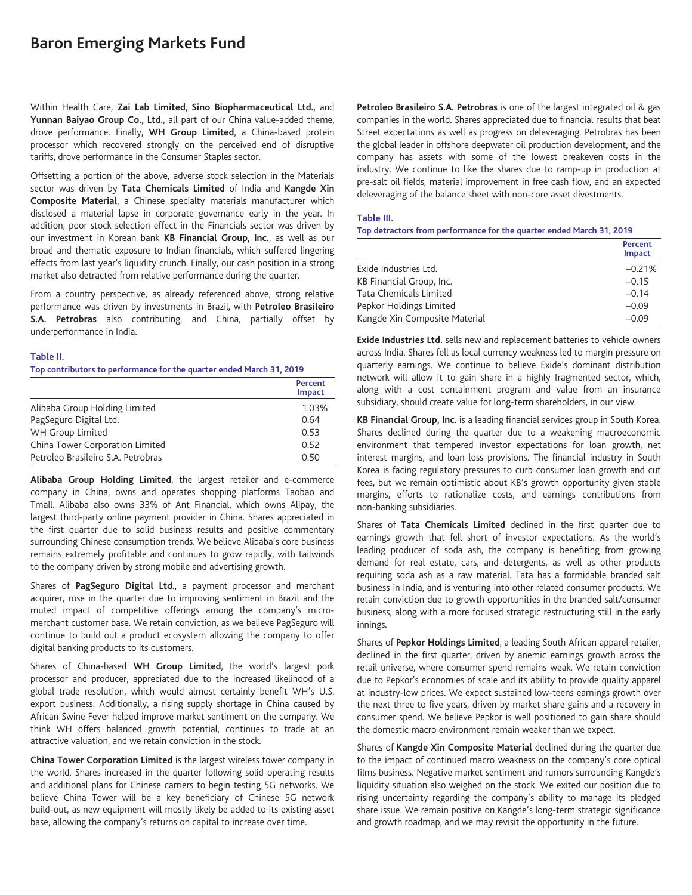Within Health Care, **Zai Lab Limited**, **Sino Biopharmaceutical Ltd.**, and **Yunnan Baiyao Group Co., Ltd.**, all part of our China value-added theme, drove performance. Finally, **WH Group Limited**, a China-based protein processor which recovered strongly on the perceived end of disruptive tariffs, drove performance in the Consumer Staples sector.

Offsetting a portion of the above, adverse stock selection in the Materials sector was driven by **Tata Chemicals Limited** of India and **Kangde Xin Composite Material**, a Chinese specialty materials manufacturer which disclosed a material lapse in corporate governance early in the year. In addition, poor stock selection effect in the Financials sector was driven by our investment in Korean bank **KB Financial Group, Inc.**, as well as our broad and thematic exposure to Indian financials, which suffered lingering effects from last year's liquidity crunch. Finally, our cash position in a strong market also detracted from relative performance during the quarter.

From a country perspective, as already referenced above, strong relative performance was driven by investments in Brazil, with **Petroleo Brasileiro S.A. Petrobras** also contributing, and China, partially offset by underperformance in India.

**Table II.**

**Top contributors to performance for the quarter ended March 31, 2019**

| | Percent Impact |
|---|---|
| Alibaba Group Holding Limited | 1.03% |
| PagSeguro Digital Ltd. | 0.64 |
| WH Group Limited | 0.53 |
| China Tower Corporation Limited | 0.52 |
| Petroleo Brasileiro S.A. Petrobras | 0.50 |

**Alibaba Group Holding Limited**, the largest retailer and e-commerce company in China, owns and operates shopping platforms Taobao and Tmall. Alibaba also owns 33% of Ant Financial, which owns Alipay, the largest third-party online payment provider in China. Shares appreciated in the first quarter due to solid business results and positive commentary surrounding Chinese consumption trends. We believe Alibaba's core business remains extremely profitable and continues to grow rapidly, with tailwinds to the company driven by strong mobile and advertising growth.

Shares of **PagSeguro Digital Ltd.**, a payment processor and merchant acquirer, rose in the quarter due to improving sentiment in Brazil and the muted impact of competitive offerings among the company's micro-merchant customer base. We retain conviction, as we believe PagSeguro will continue to build out a product ecosystem allowing the company to offer digital banking products to its customers.

Shares of China-based **WH Group Limited**, the world's largest pork processor and producer, appreciated due to the increased likelihood of a global trade resolution, which would almost certainly benefit WH's U.S. export business. Additionally, a rising supply shortage in China caused by African Swine Fever helped improve market sentiment on the company. We think WH offers balanced growth potential, continues to trade at an attractive valuation, and we retain conviction in the stock.

**China Tower Corporation Limited** is the largest wireless tower company in the world. Shares increased in the quarter following solid operating results and additional plans for Chinese carriers to begin testing 5G networks. We believe China Tower will be a key beneficiary of Chinese 5G network build-out, as new equipment will mostly likely be added to its existing asset base, allowing the company's returns on capital to increase over time.

**Petroleo Brasileiro S.A. Petrobras** is one of the largest integrated oil & gas companies in the world. Shares appreciated due to financial results that beat Street expectations as well as progress on deleveraging. Petrobras has been the global leader in offshore deepwater oil production development, and the company has assets with some of the lowest breakeven costs in the industry. We continue to like the shares due to ramp-up in production at pre-salt oil fields, material improvement in free cash flow, and an expected deleveraging of the balance sheet with non-core asset divestments.

**Table III.**

**Top detractors from performance for the quarter ended March 31, 2019**

| | Percent Impact |
|---|---|
| Exide Industries Ltd. | –0.21% |
| KB Financial Group, Inc. | –0.15 |
| Tata Chemicals Limited | –0.14 |
| Pepkor Holdings Limited | –0.09 |
| Kangde Xin Composite Material | –0.09 |

**Exide Industries Ltd.** sells new and replacement batteries to vehicle owners across India. Shares fell as local currency weakness led to margin pressure on quarterly earnings. We continue to believe Exide's dominant distribution network will allow it to gain share in a highly fragmented sector, which, along with a cost containment program and value from an insurance subsidiary, should create value for long-term shareholders, in our view.

**KB Financial Group, Inc.** is a leading financial services group in South Korea. Shares declined during the quarter due to a weakening macroeconomic environment that tempered investor expectations for loan growth, net interest margins, and loan loss provisions. The financial industry in South Korea is facing regulatory pressures to curb consumer loan growth and cut fees, but we remain optimistic about KB's growth opportunity given stable margins, efforts to rationalize costs, and earnings contributions from non-banking subsidiaries.

Shares of **Tata Chemicals Limited** declined in the first quarter due to earnings growth that fell short of investor expectations. As the world's leading producer of soda ash, the company is benefiting from growing demand for real estate, cars, and detergents, as well as other products requiring soda ash as a raw material. Tata has a formidable branded salt business in India, and is venturing into other related consumer products. We retain conviction due to growth opportunities in the branded salt/consumer business, along with a more focused strategic restructuring still in the early innings.

Shares of **Pepkor Holdings Limited**, a leading South African apparel retailer, declined in the first quarter, driven by anemic earnings growth across the retail universe, where consumer spend remains weak. We retain conviction due to Pepkor's economies of scale and its ability to provide quality apparel at industry-low prices. We expect sustained low-teens earnings growth over the next three to five years, driven by market share gains and a recovery in consumer spend. We believe Pepkor is well positioned to gain share should the domestic macro environment remain weaker than we expect.

Shares of **Kangde Xin Composite Material** declined during the quarter due to the impact of continued macro weakness on the company's core optical films business. Negative market sentiment and rumors surrounding Kangde's liquidity situation also weighed on the stock. We exited our position due to rising uncertainty regarding the company's ability to manage its pledged share issue. We remain positive on Kangde's long-term strategic significance and growth roadmap, and we may revisit the opportunity in the future.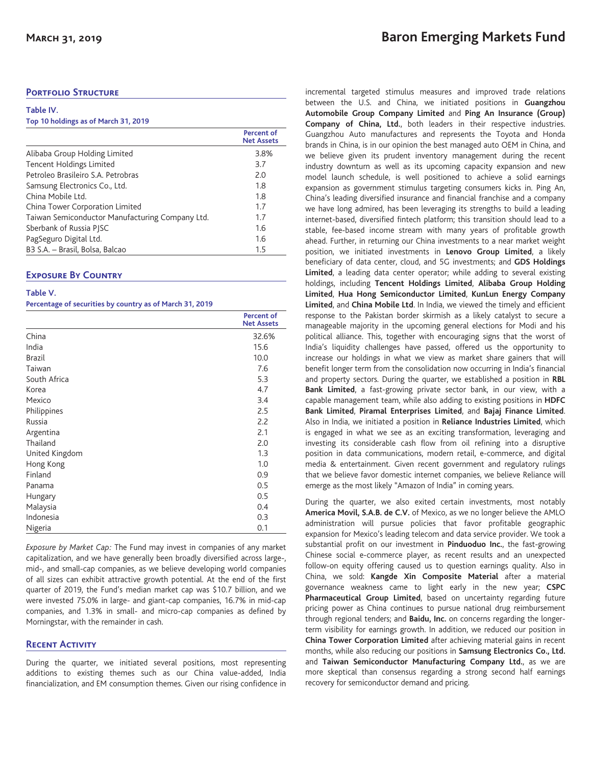## Portfolio Structure

**Table IV.**
**Top 10 holdings as of March 31, 2019**

| | Percent of Net Assets |
|---|---|
| Alibaba Group Holding Limited | 3.8% |
| Tencent Holdings Limited | 3.7 |
| Petroleo Brasileiro S.A. Petrobras | 2.0 |
| Samsung Electronics Co., Ltd. | 1.8 |
| China Mobile Ltd. | 1.8 |
| China Tower Corporation Limited | 1.7 |
| Taiwan Semiconductor Manufacturing Company Ltd. | 1.7 |
| Sberbank of Russia PJSC | 1.6 |
| PagSeguro Digital Ltd. | 1.6 |
| B3 S.A. – Brasil, Bolsa, Balcao | 1.5 |

## Exposure By Country

**Table V.**
**Percentage of securities by country as of March 31, 2019**

| | Percent of Net Assets |
|---|---|
| China | 32.6% |
| India | 15.6 |
| Brazil | 10.0 |
| Taiwan | 7.6 |
| South Africa | 5.3 |
| Korea | 4.7 |
| Mexico | 3.4 |
| Philippines | 2.5 |
| Russia | 2.2 |
| Argentina | 2.1 |
| Thailand | 2.0 |
| United Kingdom | 1.3 |
| Hong Kong | 1.0 |
| Finland | 0.9 |
| Panama | 0.5 |
| Hungary | 0.5 |
| Malaysia | 0.4 |
| Indonesia | 0.3 |
| Nigeria | 0.1 |

*Exposure by Market Cap:* The Fund may invest in companies of any market capitalization, and we have generally been broadly diversified across large-, mid-, and small-cap companies, as we believe developing world companies of all sizes can exhibit attractive growth potential. At the end of the first quarter of 2019, the Fund's median market cap was $10.7 billion, and we were invested 75.0% in large- and giant-cap companies, 16.7% in mid-cap companies, and 1.3% in small- and micro-cap companies as defined by Morningstar, with the remainder in cash.

## Recent Activity

During the quarter, we initiated several positions, most representing additions to existing themes such as our China value-added, India financialization, and EM consumption themes. Given our rising confidence in incremental targeted stimulus measures and improved trade relations between the U.S. and China, we initiated positions in **Guangzhou Automobile Group Company Limited** and **Ping An Insurance (Group) Company of China, Ltd.**, both leaders in their respective industries. Guangzhou Auto manufactures and represents the Toyota and Honda brands in China, is in our opinion the best managed auto OEM in China, and we believe given its prudent inventory management during the recent industry downturn as well as its upcoming capacity expansion and new model launch schedule, is well positioned to achieve a solid earnings expansion as government stimulus targeting consumers kicks in. Ping An, China's leading diversified insurance and financial franchise and a company we have long admired, has been leveraging its strengths to build a leading internet-based, diversified fintech platform; this transition should lead to a stable, fee-based income stream with many years of profitable growth ahead. Further, in returning our China investments to a near market weight position, we initiated investments in **Lenovo Group Limited**, a likely beneficiary of data center, cloud, and 5G investments; and **GDS Holdings Limited**, a leading data center operator; while adding to several existing holdings, including **Tencent Holdings Limited**, **Alibaba Group Holding Limited**, **Hua Hong Semiconductor Limited**, **KunLun Energy Company Limited**, and **China Mobile Ltd**. In India, we viewed the timely and efficient response to the Pakistan border skirmish as a likely catalyst to secure a manageable majority in the upcoming general elections for Modi and his political alliance. This, together with encouraging signs that the worst of India's liquidity challenges have passed, offered us the opportunity to increase our holdings in what we view as market share gainers that will benefit longer term from the consolidation now occurring in India's financial and property sectors. During the quarter, we established a position in **RBL Bank Limited**, a fast-growing private sector bank, in our view, with a capable management team, while also adding to existing positions in **HDFC Bank Limited**, **Piramal Enterprises Limited**, and **Bajaj Finance Limited**. Also in India, we initiated a position in **Reliance Industries Limited**, which is engaged in what we see as an exciting transformation, leveraging and investing its considerable cash flow from oil refining into a disruptive position in data communications, modern retail, e-commerce, and digital media & entertainment. Given recent government and regulatory rulings that we believe favor domestic internet companies, we believe Reliance will emerge as the most likely "Amazon of India" in coming years.

During the quarter, we also exited certain investments, most notably **America Movil, S.A.B. de C.V.** of Mexico, as we no longer believe the AMLO administration will pursue policies that favor profitable geographic expansion for Mexico's leading telecom and data service provider. We took a substantial profit on our investment in **Pinduoduo Inc.**, the fast-growing Chinese social e-commerce player, as recent results and an unexpected follow-on equity offering caused us to question earnings quality. Also in China, we sold: **Kangde Xin Composite Material** after a material governance weakness came to light early in the new year; **CSPC Pharmaceutical Group Limited**, based on uncertainty regarding future pricing power as China continues to pursue national drug reimbursement through regional tenders; and **Baidu, Inc.** on concerns regarding the longer-term visibility for earnings growth. In addition, we reduced our position in **China Tower Corporation Limited** after achieving material gains in recent months, while also reducing our positions in **Samsung Electronics Co., Ltd.** and **Taiwan Semiconductor Manufacturing Company Ltd.**, as we are more skeptical than consensus regarding a strong second half earnings recovery for semiconductor demand and pricing.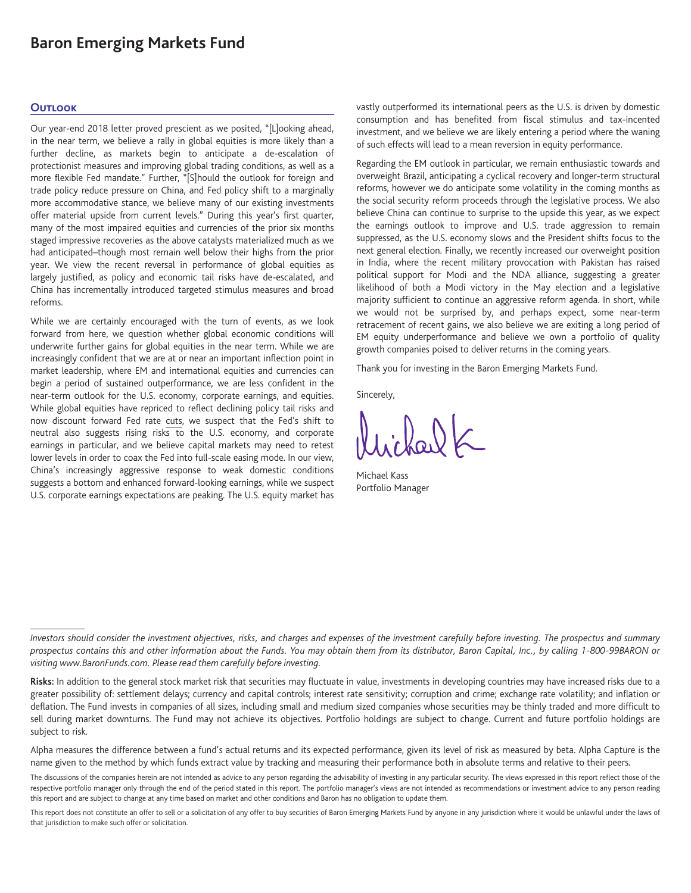# Baron Emerging Markets Fund

## Outlook

Our year-end 2018 letter proved prescient as we posited, "[L]ooking ahead, in the near term, we believe a rally in global equities is more likely than a further decline, as markets begin to anticipate a de-escalation of protectionist measures and improving global trading conditions, as well as a more flexible Fed mandate." Further, "[S]hould the outlook for foreign and trade policy reduce pressure on China, and Fed policy shift to a marginally more accommodative stance, we believe many of our existing investments offer material upside from current levels." During this year's first quarter, many of the most impaired equities and currencies of the prior six months staged impressive recoveries as the above catalysts materialized much as we had anticipated–though most remain well below their highs from the prior year. We view the recent reversal in performance of global equities as largely justified, as policy and economic tail risks have de-escalated, and China has incrementally introduced targeted stimulus measures and broad reforms.

While we are certainly encouraged with the turn of events, as we look forward from here, we question whether global economic conditions will underwrite further gains for global equities in the near term. While we are increasingly confident that we are at or near an important inflection point in market leadership, where EM and international equities and currencies can begin a period of sustained outperformance, we are less confident in the near-term outlook for the U.S. economy, corporate earnings, and equities. While global equities have repriced to reflect declining policy tail risks and now discount forward Fed rate cuts, we suspect that the Fed's shift to neutral also suggests rising risks to the U.S. economy, and corporate earnings in particular, and we believe capital markets may need to retest lower levels in order to coax the Fed into full-scale easing mode. In our view, China's increasingly aggressive response to weak domestic conditions suggests a bottom and enhanced forward-looking earnings, while we suspect U.S. corporate earnings expectations are peaking. The U.S. equity market has vastly outperformed its international peers as the U.S. is driven by domestic consumption and has benefited from fiscal stimulus and tax-incented investment, and we believe we are likely entering a period where the waning of such effects will lead to a mean reversion in equity performance.

Regarding the EM outlook in particular, we remain enthusiastic towards and overweight Brazil, anticipating a cyclical recovery and longer-term structural reforms, however we do anticipate some volatility in the coming months as the social security reform proceeds through the legislative process. We also believe China can continue to surprise to the upside this year, as we expect the earnings outlook to improve and U.S. trade aggression to remain suppressed, as the U.S. economy slows and the President shifts focus to the next general election. Finally, we recently increased our overweight position in India, where the recent military provocation with Pakistan has raised political support for Modi and the NDA alliance, suggesting a greater likelihood of both a Modi victory in the May election and a legislative majority sufficient to continue an aggressive reform agenda. In short, while we would not be surprised by, and perhaps expect, some near-term retracement of recent gains, we also believe we are exiting a long period of EM equity underperformance and believe we own a portfolio of quality growth companies poised to deliver returns in the coming years.

Thank you for investing in the Baron Emerging Markets Fund.

Sincerely,

Michael Kass
Portfolio Manager

---

*Investors should consider the investment objectives, risks, and charges and expenses of the investment carefully before investing. The prospectus and summary prospectus contains this and other information about the Funds. You may obtain them from its distributor, Baron Capital, Inc., by calling 1-800-99BARON or visiting www.BaronFunds.com. Please read them carefully before investing.*

**Risks:** In addition to the general stock market risk that securities may fluctuate in value, investments in developing countries may have increased risks due to a greater possibility of: settlement delays; currency and capital controls; interest rate sensitivity; corruption and crime; exchange rate volatility; and inflation or deflation. The Fund invests in companies of all sizes, including small and medium sized companies whose securities may be thinly traded and more difficult to sell during market downturns. The Fund may not achieve its objectives. Portfolio holdings are subject to change. Current and future portfolio holdings are subject to risk.

Alpha measures the difference between a fund's actual returns and its expected performance, given its level of risk as measured by beta. Alpha Capture is the name given to the method by which funds extract value by tracking and measuring their performance both in absolute terms and relative to their peers.

The discussions of the companies herein are not intended as advice to any person regarding the advisability of investing in any particular security. The views expressed in this report reflect those of the respective portfolio manager only through the end of the period stated in this report. The portfolio manager's views are not intended as recommendations or investment advice to any person reading this report and are subject to change at any time based on market and other conditions and Baron has no obligation to update them.

This report does not constitute an offer to sell or a solicitation of any offer to buy securities of Baron Emerging Markets Fund by anyone in any jurisdiction where it would be unlawful under the laws of that jurisdiction to make such offer or solicitation.